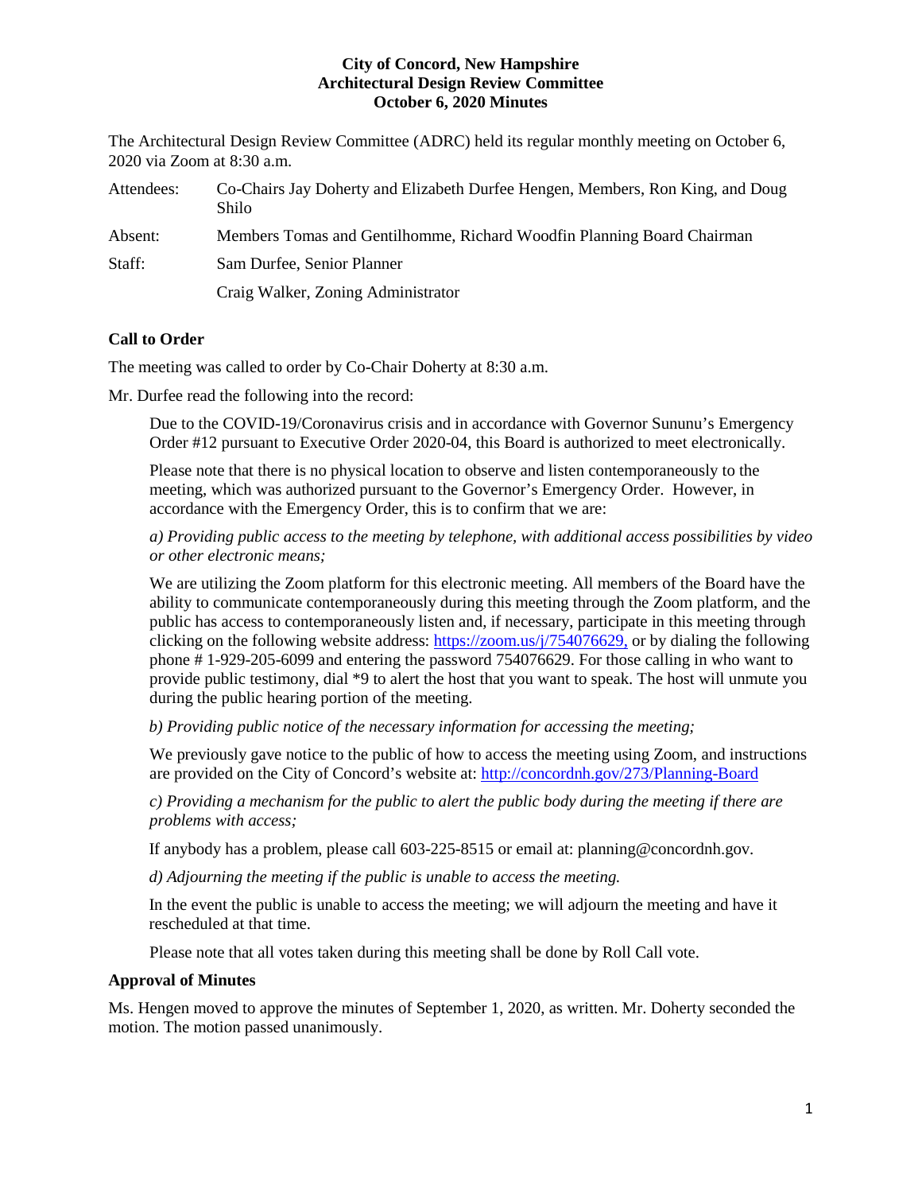**City of Concord, New Hampshire**
**Architectural Design Review Committee**
**October 6, 2020 Minutes**

The Architectural Design Review Committee (ADRC) held its regular monthly meeting on October 6, 2020 via Zoom at 8:30 a.m.

Attendees: Co-Chairs Jay Doherty and Elizabeth Durfee Hengen, Members, Ron King, and Doug Shilo

Absent: Members Tomas and Gentilhomme, Richard Woodfin Planning Board Chairman

Staff: Sam Durfee, Senior Planner

Craig Walker, Zoning Administrator

**Call to Order**

The meeting was called to order by Co-Chair Doherty at 8:30 a.m.

Mr. Durfee read the following into the record:

> Due to the COVID-19/Coronavirus crisis and in accordance with Governor Sununu's Emergency Order #12 pursuant to Executive Order 2020-04, this Board is authorized to meet electronically.
>
> Please note that there is no physical location to observe and listen contemporaneously to the meeting, which was authorized pursuant to the Governor's Emergency Order. However, in accordance with the Emergency Order, this is to confirm that we are:
>
> *a) Providing public access to the meeting by telephone, with additional access possibilities by video or other electronic means;*
>
> We are utilizing the Zoom platform for this electronic meeting. All members of the Board have the ability to communicate contemporaneously during this meeting through the Zoom platform, and the public has access to contemporaneously listen and, if necessary, participate in this meeting through clicking on the following website address: https://zoom.us/j/754076629, or by dialing the following phone # 1-929-205-6099 and entering the password 754076629. For those calling in who want to provide public testimony, dial *9 to alert the host that you want to speak. The host will unmute you during the public hearing portion of the meeting.
>
> *b) Providing public notice of the necessary information for accessing the meeting;*
>
> We previously gave notice to the public of how to access the meeting using Zoom, and instructions are provided on the City of Concord's website at: http://concordnh.gov/273/Planning-Board
>
> *c) Providing a mechanism for the public to alert the public body during the meeting if there are problems with access;*
>
> If anybody has a problem, please call 603-225-8515 or email at: planning@concordnh.gov.
>
> *d) Adjourning the meeting if the public is unable to access the meeting.*
>
> In the event the public is unable to access the meeting; we will adjourn the meeting and have it rescheduled at that time.
>
> Please note that all votes taken during this meeting shall be done by Roll Call vote.

**Approval of Minutes**

Ms. Hengen moved to approve the minutes of September 1, 2020, as written. Mr. Doherty seconded the motion. The motion passed unanimously.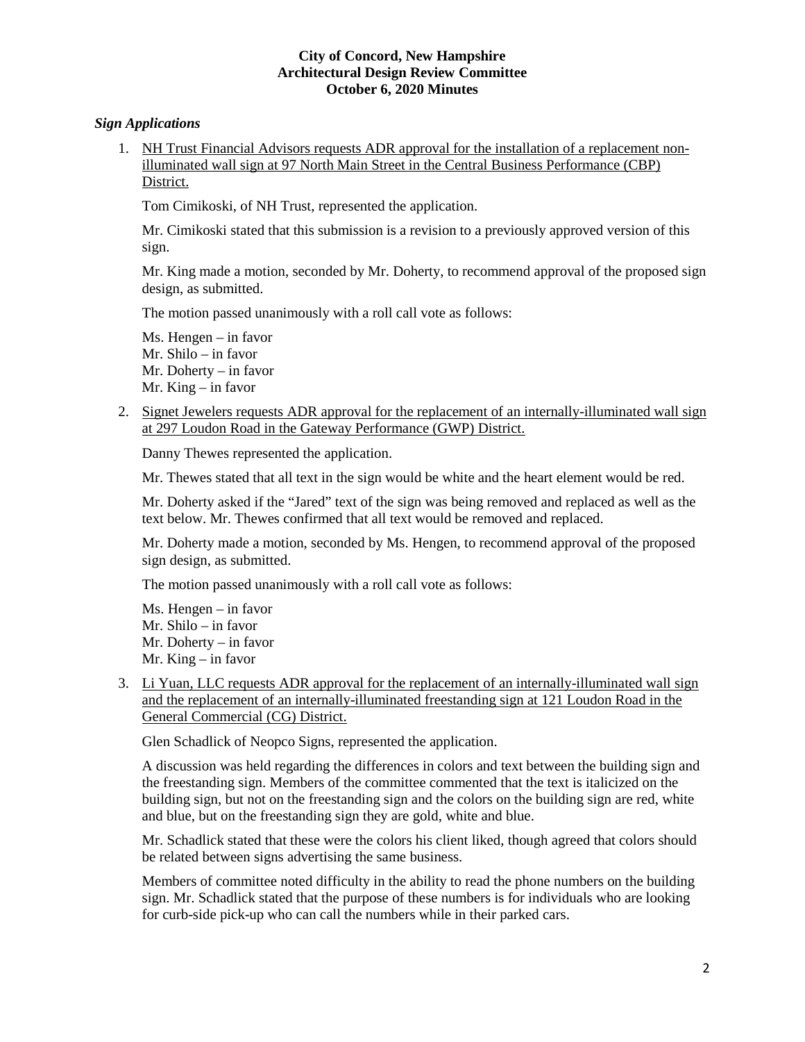**City of Concord, New Hampshire**
**Architectural Design Review Committee**
**October 6, 2020 Minutes**

### *Sign Applications*

1. NH Trust Financial Advisors requests ADR approval for the installation of a replacement non-illuminated wall sign at 97 North Main Street in the Central Business Performance (CBP) District.

   Tom Cimikoski, of NH Trust, represented the application.

   Mr. Cimikoski stated that this submission is a revision to a previously approved version of this sign.

   Mr. King made a motion, seconded by Mr. Doherty, to recommend approval of the proposed sign design, as submitted.

   The motion passed unanimously with a roll call vote as follows:

   Ms. Hengen – in favor
   Mr. Shilo – in favor
   Mr. Doherty – in favor
   Mr. King – in favor

2. Signet Jewelers requests ADR approval for the replacement of an internally-illuminated wall sign at 297 Loudon Road in the Gateway Performance (GWP) District.

   Danny Thewes represented the application.

   Mr. Thewes stated that all text in the sign would be white and the heart element would be red.

   Mr. Doherty asked if the "Jared" text of the sign was being removed and replaced as well as the text below. Mr. Thewes confirmed that all text would be removed and replaced.

   Mr. Doherty made a motion, seconded by Ms. Hengen, to recommend approval of the proposed sign design, as submitted.

   The motion passed unanimously with a roll call vote as follows:

   Ms. Hengen – in favor
   Mr. Shilo – in favor
   Mr. Doherty – in favor
   Mr. King – in favor

3. Li Yuan, LLC requests ADR approval for the replacement of an internally-illuminated wall sign and the replacement of an internally-illuminated freestanding sign at 121 Loudon Road in the General Commercial (CG) District.

   Glen Schadlick of Neopco Signs, represented the application.

   A discussion was held regarding the differences in colors and text between the building sign and the freestanding sign. Members of the committee commented that the text is italicized on the building sign, but not on the freestanding sign and the colors on the building sign are red, white and blue, but on the freestanding sign they are gold, white and blue.

   Mr. Schadlick stated that these were the colors his client liked, though agreed that colors should be related between signs advertising the same business.

   Members of committee noted difficulty in the ability to read the phone numbers on the building sign. Mr. Schadlick stated that the purpose of these numbers is for individuals who are looking for curb-side pick-up who can call the numbers while in their parked cars.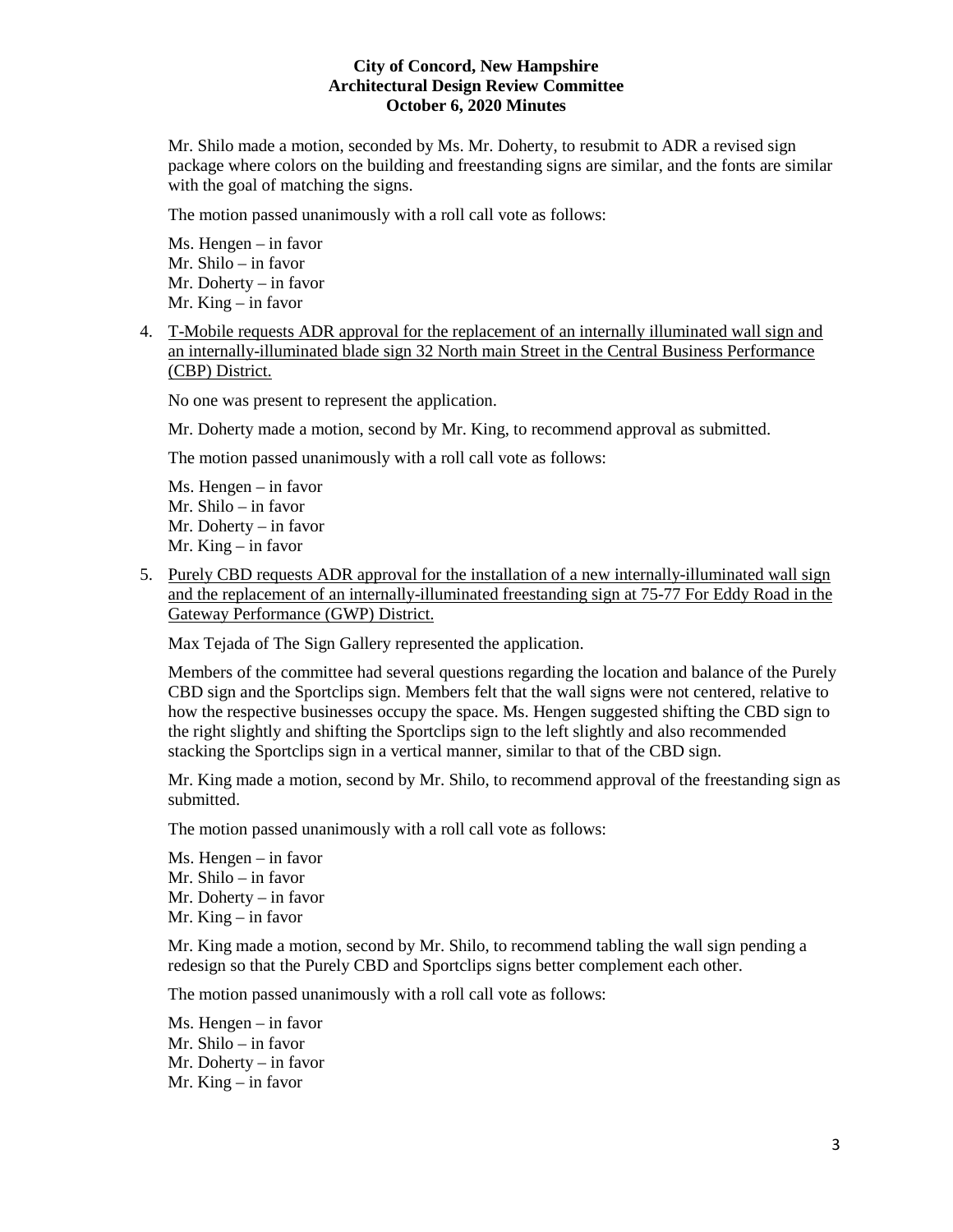Mr. Shilo made a motion, seconded by Ms. Mr. Doherty, to resubmit to ADR a revised sign package where colors on the building and freestanding signs are similar, and the fonts are similar with the goal of matching the signs.

The motion passed unanimously with a roll call vote as follows:

Ms. Hengen – in favor
Mr. Shilo – in favor
Mr. Doherty – in favor
Mr. King – in favor

4. T-Mobile requests ADR approval for the replacement of an internally illuminated wall sign and an internally-illuminated blade sign 32 North main Street in the Central Business Performance (CBP) District.

   No one was present to represent the application.

   Mr. Doherty made a motion, second by Mr. King, to recommend approval as submitted.

   The motion passed unanimously with a roll call vote as follows:

   Ms. Hengen – in favor
   Mr. Shilo – in favor
   Mr. Doherty – in favor
   Mr. King – in favor

5. Purely CBD requests ADR approval for the installation of a new internally-illuminated wall sign and the replacement of an internally-illuminated freestanding sign at 75-77 For Eddy Road in the Gateway Performance (GWP) District.

   Max Tejada of The Sign Gallery represented the application.

   Members of the committee had several questions regarding the location and balance of the Purely CBD sign and the Sportclips sign. Members felt that the wall signs were not centered, relative to how the respective businesses occupy the space. Ms. Hengen suggested shifting the CBD sign to the right slightly and shifting the Sportclips sign to the left slightly and also recommended stacking the Sportclips sign in a vertical manner, similar to that of the CBD sign.

   Mr. King made a motion, second by Mr. Shilo, to recommend approval of the freestanding sign as submitted.

   The motion passed unanimously with a roll call vote as follows:

   Ms. Hengen – in favor
   Mr. Shilo – in favor
   Mr. Doherty – in favor
   Mr. King – in favor

   Mr. King made a motion, second by Mr. Shilo, to recommend tabling the wall sign pending a redesign so that the Purely CBD and Sportclips signs better complement each other.

   The motion passed unanimously with a roll call vote as follows:

   Ms. Hengen – in favor
   Mr. Shilo – in favor
   Mr. Doherty – in favor
   Mr. King – in favor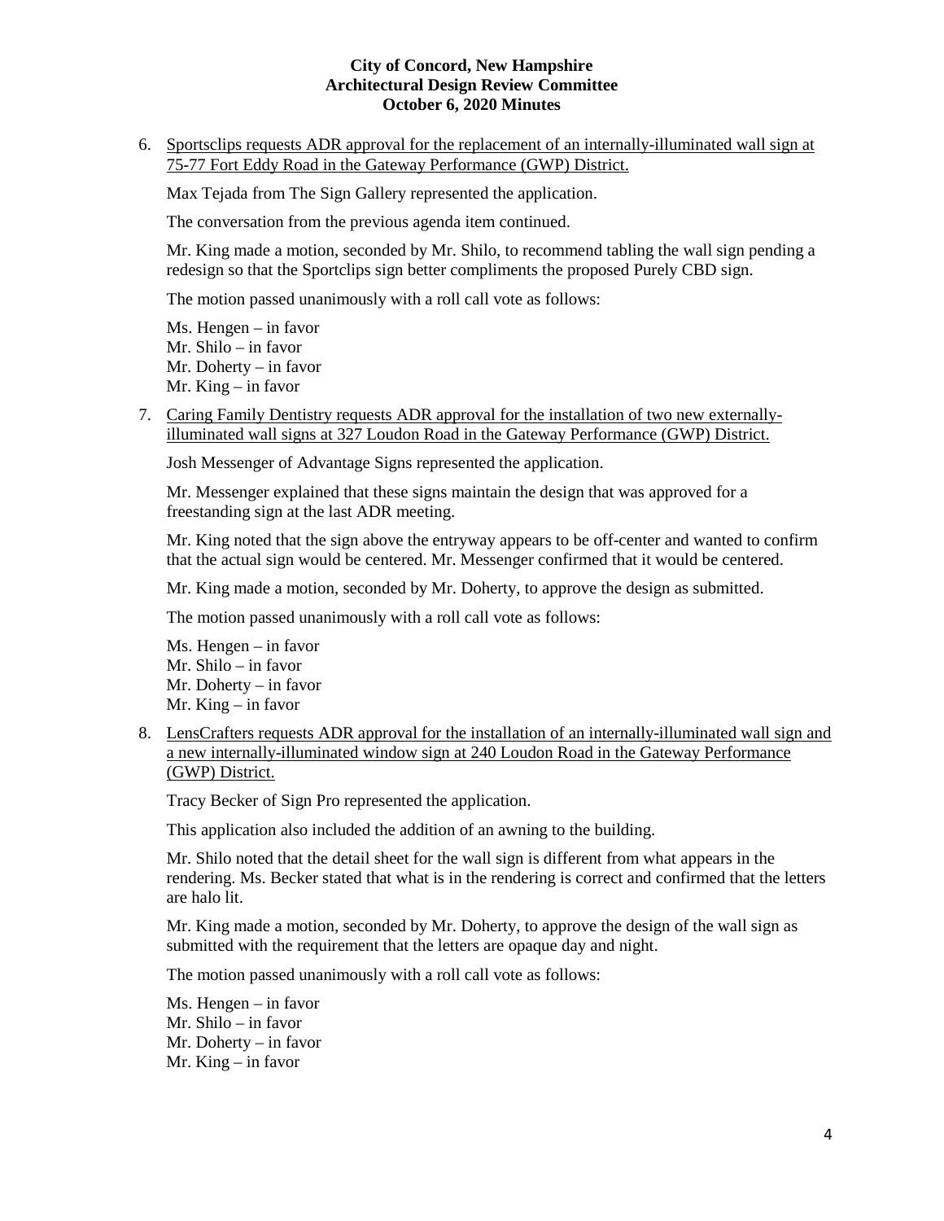6. Sportsclips requests ADR approval for the replacement of an internally-illuminated wall sign at 75-77 Fort Eddy Road in the Gateway Performance (GWP) District.

   Max Tejada from The Sign Gallery represented the application.

   The conversation from the previous agenda item continued.

   Mr. King made a motion, seconded by Mr. Shilo, to recommend tabling the wall sign pending a redesign so that the Sportclips sign better compliments the proposed Purely CBD sign.

   The motion passed unanimously with a roll call vote as follows:

   Ms. Hengen – in favor
   Mr. Shilo – in favor
   Mr. Doherty – in favor
   Mr. King – in favor

7. Caring Family Dentistry requests ADR approval for the installation of two new externally-illuminated wall signs at 327 Loudon Road in the Gateway Performance (GWP) District.

   Josh Messenger of Advantage Signs represented the application.

   Mr. Messenger explained that these signs maintain the design that was approved for a freestanding sign at the last ADR meeting.

   Mr. King noted that the sign above the entryway appears to be off-center and wanted to confirm that the actual sign would be centered. Mr. Messenger confirmed that it would be centered.

   Mr. King made a motion, seconded by Mr. Doherty, to approve the design as submitted.

   The motion passed unanimously with a roll call vote as follows:

   Ms. Hengen – in favor
   Mr. Shilo – in favor
   Mr. Doherty – in favor
   Mr. King – in favor

8. LensCrafters requests ADR approval for the installation of an internally-illuminated wall sign and a new internally-illuminated window sign at 240 Loudon Road in the Gateway Performance (GWP) District.

   Tracy Becker of Sign Pro represented the application.

   This application also included the addition of an awning to the building.

   Mr. Shilo noted that the detail sheet for the wall sign is different from what appears in the rendering. Ms. Becker stated that what is in the rendering is correct and confirmed that the letters are halo lit.

   Mr. King made a motion, seconded by Mr. Doherty, to approve the design of the wall sign as submitted with the requirement that the letters are opaque day and night.

   The motion passed unanimously with a roll call vote as follows:

   Ms. Hengen – in favor
   Mr. Shilo – in favor
   Mr. Doherty – in favor
   Mr. King – in favor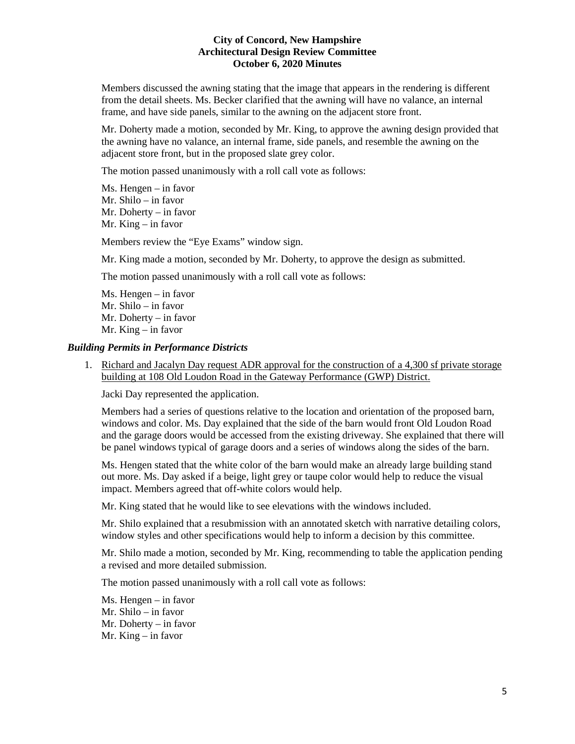Members discussed the awning stating that the image that appears in the rendering is different from the detail sheets. Ms. Becker clarified that the awning will have no valance, an internal frame, and have side panels, similar to the awning on the adjacent store front.

Mr. Doherty made a motion, seconded by Mr. King, to approve the awning design provided that the awning have no valance, an internal frame, side panels, and resemble the awning on the adjacent store front, but in the proposed slate grey color.

The motion passed unanimously with a roll call vote as follows:

Ms. Hengen – in favor
Mr. Shilo – in favor
Mr. Doherty – in favor
Mr. King – in favor

Members review the "Eye Exams" window sign.

Mr. King made a motion, seconded by Mr. Doherty, to approve the design as submitted.

The motion passed unanimously with a roll call vote as follows:

Ms. Hengen – in favor
Mr. Shilo – in favor
Mr. Doherty – in favor
Mr. King – in favor

### *Building Permits in Performance Districts*

1. Richard and Jacalyn Day request ADR approval for the construction of a 4,300 sf private storage building at 108 Old Loudon Road in the Gateway Performance (GWP) District.

   Jacki Day represented the application.

   Members had a series of questions relative to the location and orientation of the proposed barn, windows and color. Ms. Day explained that the side of the barn would front Old Loudon Road and the garage doors would be accessed from the existing driveway. She explained that there will be panel windows typical of garage doors and a series of windows along the sides of the barn.

   Ms. Hengen stated that the white color of the barn would make an already large building stand out more. Ms. Day asked if a beige, light grey or taupe color would help to reduce the visual impact. Members agreed that off-white colors would help.

   Mr. King stated that he would like to see elevations with the windows included.

   Mr. Shilo explained that a resubmission with an annotated sketch with narrative detailing colors, window styles and other specifications would help to inform a decision by this committee.

   Mr. Shilo made a motion, seconded by Mr. King, recommending to table the application pending a revised and more detailed submission.

   The motion passed unanimously with a roll call vote as follows:

   Ms. Hengen – in favor
   Mr. Shilo – in favor
   Mr. Doherty – in favor
   Mr. King – in favor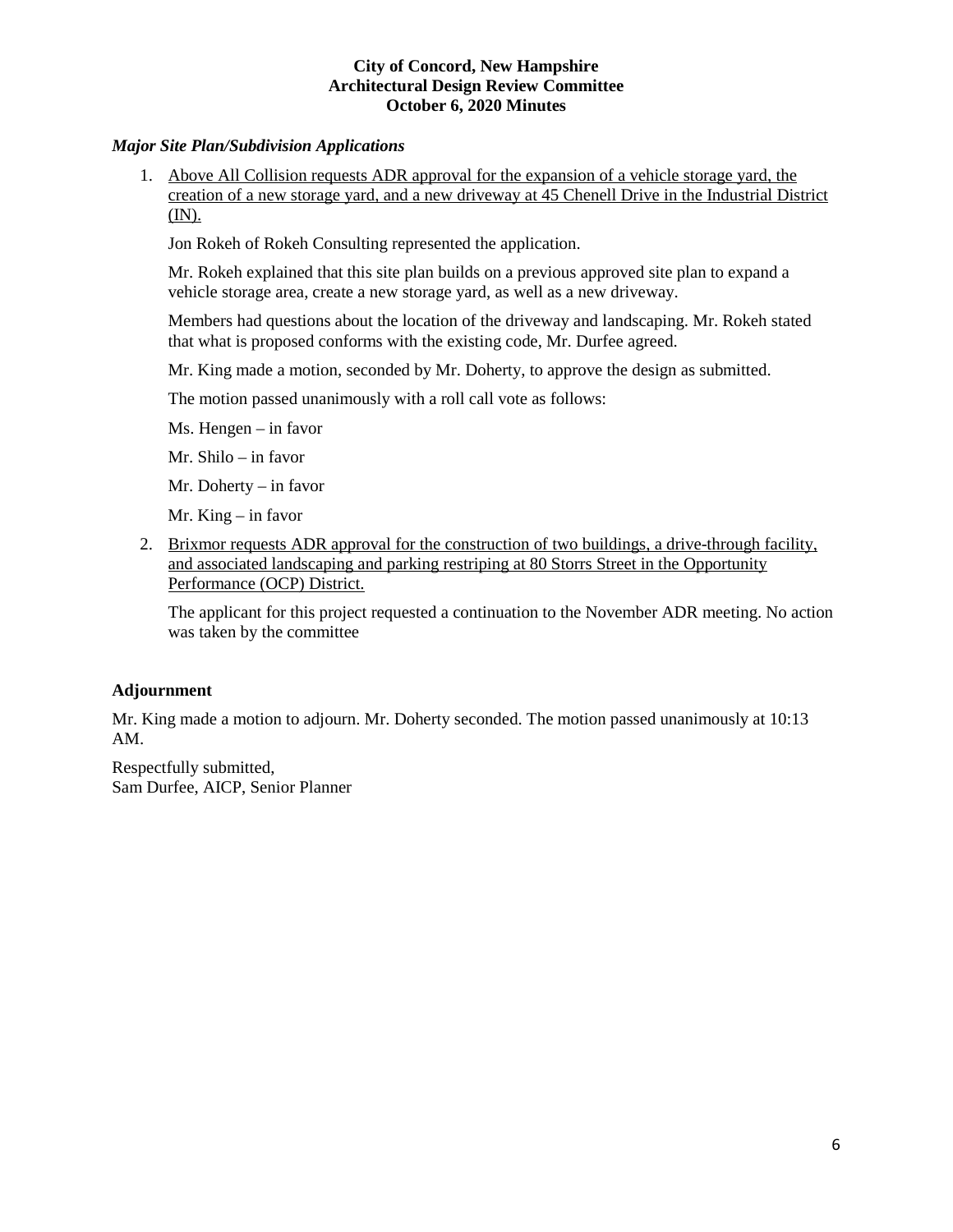**City of Concord, New Hampshire**
**Architectural Design Review Committee**
**October 6, 2020 Minutes**

### *Major Site Plan/Subdivision Applications*

1. Above All Collision requests ADR approval for the expansion of a vehicle storage yard, the creation of a new storage yard, and a new driveway at 45 Chenell Drive in the Industrial District (IN).

   Jon Rokeh of Rokeh Consulting represented the application.

   Mr. Rokeh explained that this site plan builds on a previous approved site plan to expand a vehicle storage area, create a new storage yard, as well as a new driveway.

   Members had questions about the location of the driveway and landscaping. Mr. Rokeh stated that what is proposed conforms with the existing code, Mr. Durfee agreed.

   Mr. King made a motion, seconded by Mr. Doherty, to approve the design as submitted.

   The motion passed unanimously with a roll call vote as follows:

   Ms. Hengen – in favor

   Mr. Shilo – in favor

   Mr. Doherty – in favor

   Mr. King – in favor

2. Brixmor requests ADR approval for the construction of two buildings, a drive-through facility, and associated landscaping and parking restriping at 80 Storrs Street in the Opportunity Performance (OCP) District.

   The applicant for this project requested a continuation to the November ADR meeting. No action was taken by the committee

### Adjournment

Mr. King made a motion to adjourn. Mr. Doherty seconded. The motion passed unanimously at 10:13 AM.

Respectfully submitted,
Sam Durfee, AICP, Senior Planner